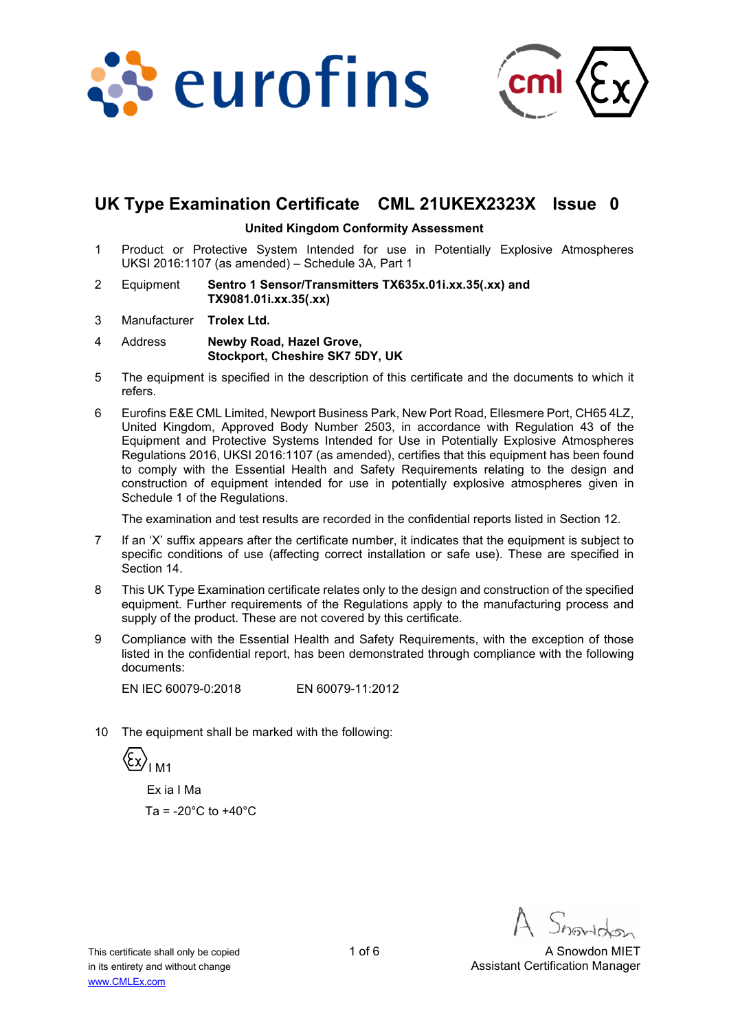# UK Type Examination Certificate CML 21UKEX2323X Issue 0

**United Kingdom Conformity Assessment**

1 Product or Protective System Intended for use in Potentially Explosive Atmospheres UKSI 2016:1107 (as amended) – Schedule 3A, Part 1

2 Equipment **Sentro 1 Sensor/Transmitters TX635x.01i.xx.35(.xx) and TX9081.01i.xx.35(.xx)**

3 Manufacturer **Trolex Ltd.**

4 Address **Newby Road, Hazel Grove, Stockport, Cheshire SK7 5DY, UK**

5 The equipment is specified in the description of this certificate and the documents to which it refers.

6 Eurofins E&E CML Limited, Newport Business Park, New Port Road, Ellesmere Port, CH65 4LZ, United Kingdom, Approved Body Number 2503, in accordance with Regulation 43 of the Equipment and Protective Systems Intended for Use in Potentially Explosive Atmospheres Regulations 2016, UKSI 2016:1107 (as amended), certifies that this equipment has been found to comply with the Essential Health and Safety Requirements relating to the design and construction of equipment intended for use in potentially explosive atmospheres given in Schedule 1 of the Regulations.

The examination and test results are recorded in the confidential reports listed in Section 12.

7 If an 'X' suffix appears after the certificate number, it indicates that the equipment is subject to specific conditions of use (affecting correct installation or safe use). These are specified in Section 14.

8 This UK Type Examination certificate relates only to the design and construction of the specified equipment. Further requirements of the Regulations apply to the manufacturing process and supply of the product. These are not covered by this certificate.

9 Compliance with the Essential Health and Safety Requirements, with the exception of those listed in the confidential report, has been demonstrated through compliance with the following documents:

EN IEC 60079-0:2018 EN 60079-11:2012

10 The equipment shall be marked with the following:

Ex I M1

Ex ia I Ma

Ta = -20°C to +40°C

A Snowdon MIET
Assistant Certification Manager

This certificate shall only be copied in its entirety and without change
www.CMLEx.com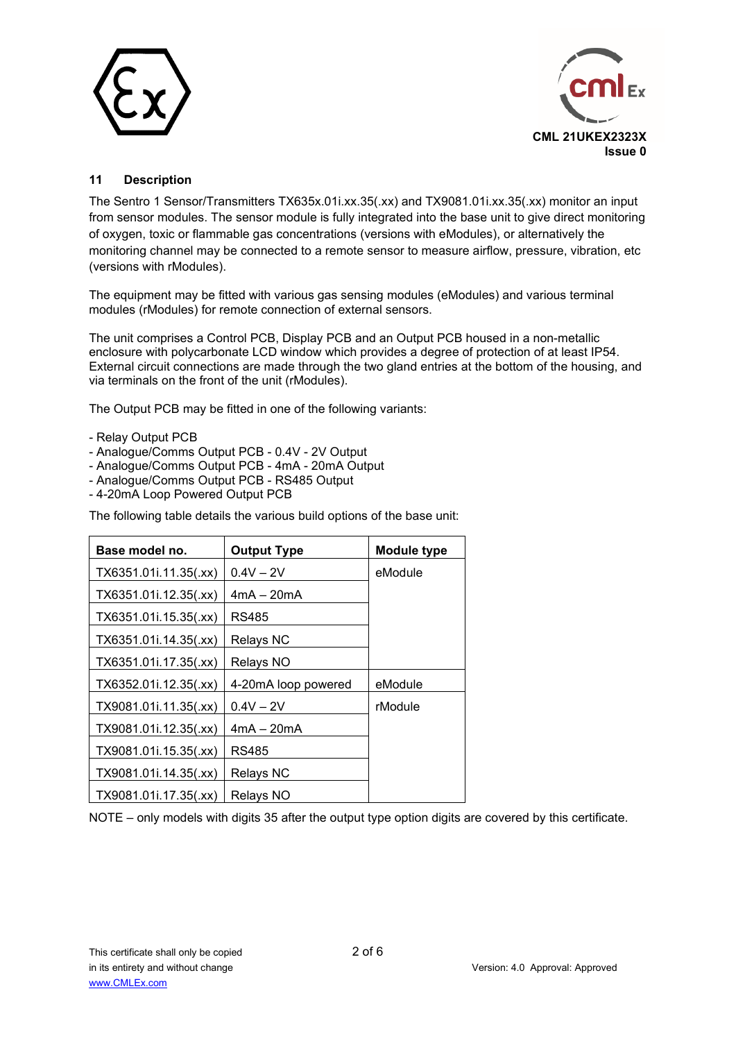## 11 Description

The Sentro 1 Sensor/Transmitters TX635x.01i.xx.35(.xx) and TX9081.01i.xx.35(.xx) monitor an input from sensor modules. The sensor module is fully integrated into the base unit to give direct monitoring of oxygen, toxic or flammable gas concentrations (versions with eModules), or alternatively the monitoring channel may be connected to a remote sensor to measure airflow, pressure, vibration, etc (versions with rModules).

The equipment may be fitted with various gas sensing modules (eModules) and various terminal modules (rModules) for remote connection of external sensors.

The unit comprises a Control PCB, Display PCB and an Output PCB housed in a non-metallic enclosure with polycarbonate LCD window which provides a degree of protection of at least IP54. External circuit connections are made through the two gland entries at the bottom of the housing, and via terminals on the front of the unit (rModules).

The Output PCB may be fitted in one of the following variants:

- Relay Output PCB
- Analogue/Comms Output PCB - 0.4V - 2V Output
- Analogue/Comms Output PCB - 4mA - 20mA Output
- Analogue/Comms Output PCB - RS485 Output
- 4-20mA Loop Powered Output PCB

The following table details the various build options of the base unit:

| Base model no. | Output Type | Module type |
|---|---|---|
| TX6351.01i.11.35(.xx) | 0.4V – 2V | eModule |
| TX6351.01i.12.35(.xx) | 4mA – 20mA | |
| TX6351.01i.15.35(.xx) | RS485 | |
| TX6351.01i.14.35(.xx) | Relays NC | |
| TX6351.01i.17.35(.xx) | Relays NO | |
| TX6352.01i.12.35(.xx) | 4-20mA loop powered | eModule |
| TX9081.01i.11.35(.xx) | 0.4V – 2V | rModule |
| TX9081.01i.12.35(.xx) | 4mA – 20mA | |
| TX9081.01i.15.35(.xx) | RS485 | |
| TX9081.01i.14.35(.xx) | Relays NC | |
| TX9081.01i.17.35(.xx) | Relays NO | |

NOTE – only models with digits 35 after the output type option digits are covered by this certificate.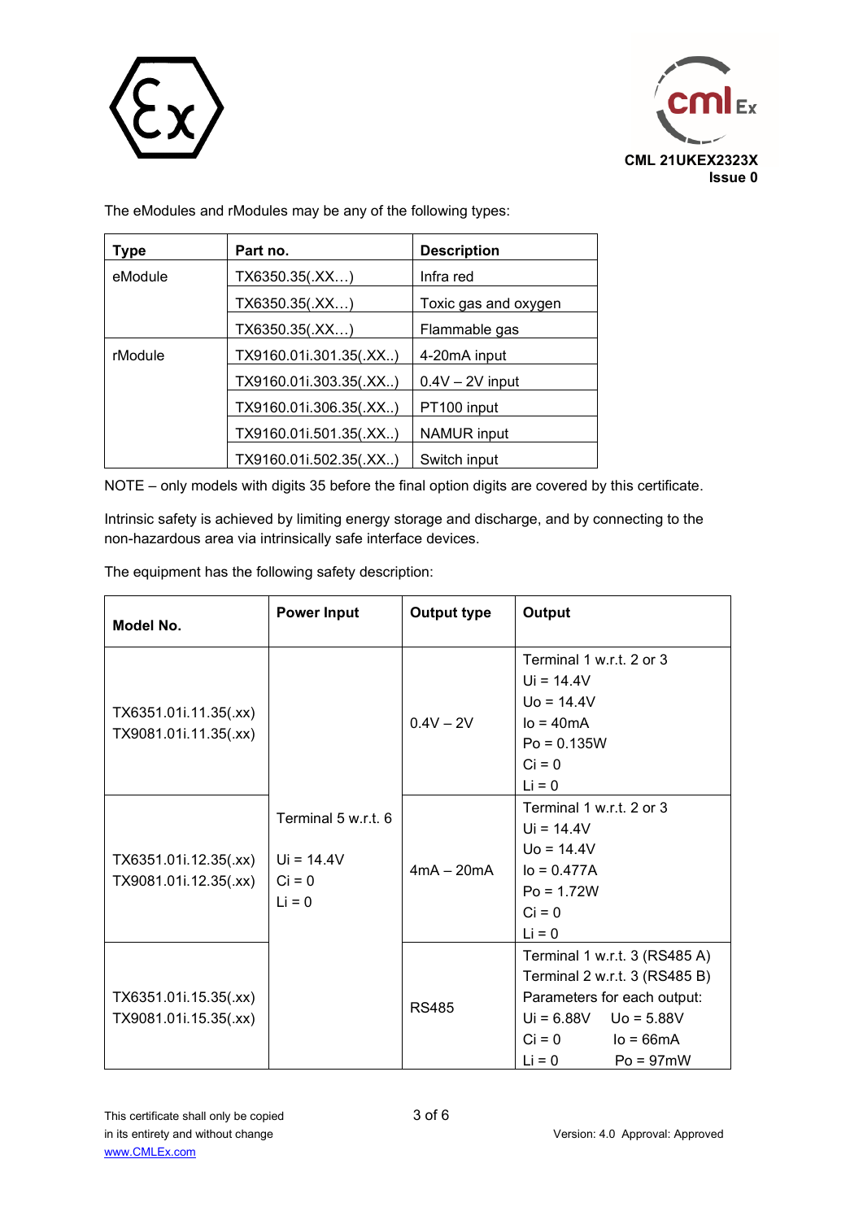The eModules and rModules may be any of the following types:

| Type | Part no. | Description |
|---|---|---|
| eModule | TX6350.35(.XX…) | Infra red |
| | TX6350.35(.XX…) | Toxic gas and oxygen |
| | TX6350.35(.XX…) | Flammable gas |
| rModule | TX9160.01i.301.35(.XX..) | 4-20mA input |
| | TX9160.01i.303.35(.XX..) | 0.4V – 2V input |
| | TX9160.01i.306.35(.XX..) | PT100 input |
| | TX9160.01i.501.35(.XX..) | NAMUR input |
| | TX9160.01i.502.35(.XX..) | Switch input |

NOTE – only models with digits 35 before the final option digits are covered by this certificate.

Intrinsic safety is achieved by limiting energy storage and discharge, and by connecting to the non-hazardous area via intrinsically safe interface devices.

The equipment has the following safety description:

| Model No. | Power Input | Output type | Output |
|---|---|---|---|
| TX6351.01i.11.35(.xx)<br>TX9081.01i.11.35(.xx) | Terminal 5 w.r.t. 6<br><br>Ui = 14.4V<br>Ci = 0<br>Li = 0 | 0.4V – 2V | Terminal 1 w.r.t. 2 or 3<br>Ui = 14.4V<br>Uo = 14.4V<br>Io = 40mA<br>Po = 0.135W<br>Ci = 0<br>Li = 0 |
| TX6351.01i.12.35(.xx)<br>TX9081.01i.12.35(.xx) | | 4mA – 20mA | Terminal 1 w.r.t. 2 or 3<br>Ui = 14.4V<br>Uo = 14.4V<br>Io = 0.477A<br>Po = 1.72W<br>Ci = 0<br>Li = 0 |
| TX6351.01i.15.35(.xx)<br>TX9081.01i.15.35(.xx) | | RS485 | Terminal 1 w.r.t. 3 (RS485 A)<br>Terminal 2 w.r.t. 3 (RS485 B)<br>Parameters for each output:<br>Ui = 6.88V Uo = 5.88V<br>Ci = 0 Io = 66mA<br>Li = 0 Po = 97mW |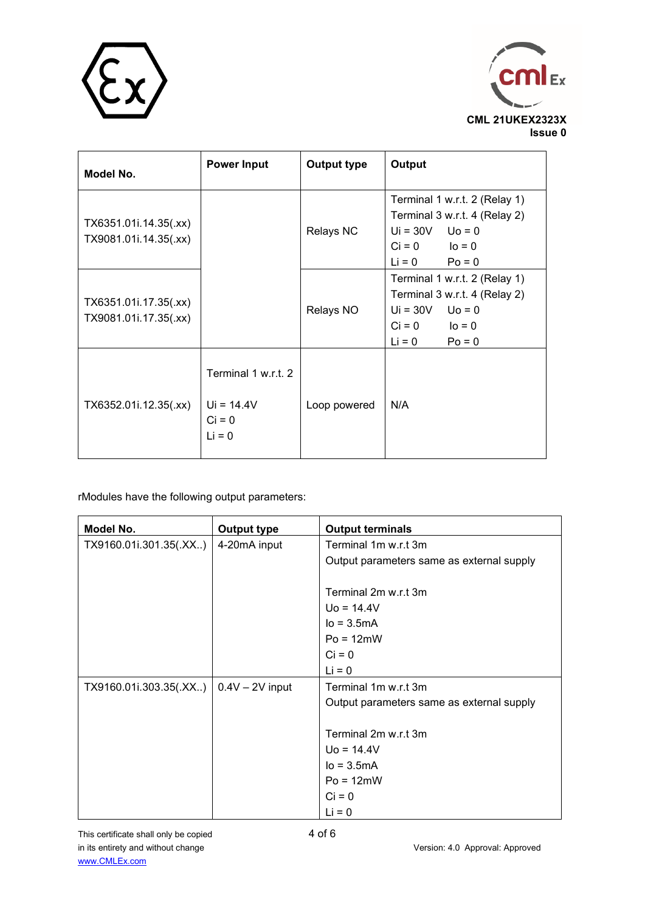CML 21UKEX2323X
Issue 0

| Model No. | Power Input | Output type | Output |
|---|---|---|---|
| TX6351.01i.14.35(.xx)<br>TX9081.01i.14.35(.xx) | | Relays NC | Terminal 1 w.r.t. 2 (Relay 1)<br>Terminal 3 w.r.t. 4 (Relay 2)<br>Ui = 30V Uo = 0<br>Ci = 0 Io = 0<br>Li = 0 Po = 0 |
| TX6351.01i.17.35(.xx)<br>TX9081.01i.17.35(.xx) | | Relays NO | Terminal 1 w.r.t. 2 (Relay 1)<br>Terminal 3 w.r.t. 4 (Relay 2)<br>Ui = 30V Uo = 0<br>Ci = 0 Io = 0<br>Li = 0 Po = 0 |
| TX6352.01i.12.35(.xx) | Terminal 1 w.r.t. 2<br><br>Ui = 14.4V<br>Ci = 0<br>Li = 0 | Loop powered | N/A |

rModules have the following output parameters:

| Model No. | Output type | Output terminals |
|---|---|---|
| TX9160.01i.301.35(.XX..) | 4-20mA input | Terminal 1m w.r.t 3m<br>Output parameters same as external supply<br><br>Terminal 2m w.r.t 3m<br>Uo = 14.4V<br>Io = 3.5mA<br>Po = 12mW<br>Ci = 0<br>Li = 0 |
| TX9160.01i.303.35(.XX..) | 0.4V – 2V input | Terminal 1m w.r.t 3m<br>Output parameters same as external supply<br><br>Terminal 2m w.r.t 3m<br>Uo = 14.4V<br>Io = 3.5mA<br>Po = 12mW<br>Ci = 0<br>Li = 0 |

This certificate shall only be copied in its entirety and without change
www.CMLEx.com

Version: 4.0 Approval: Approved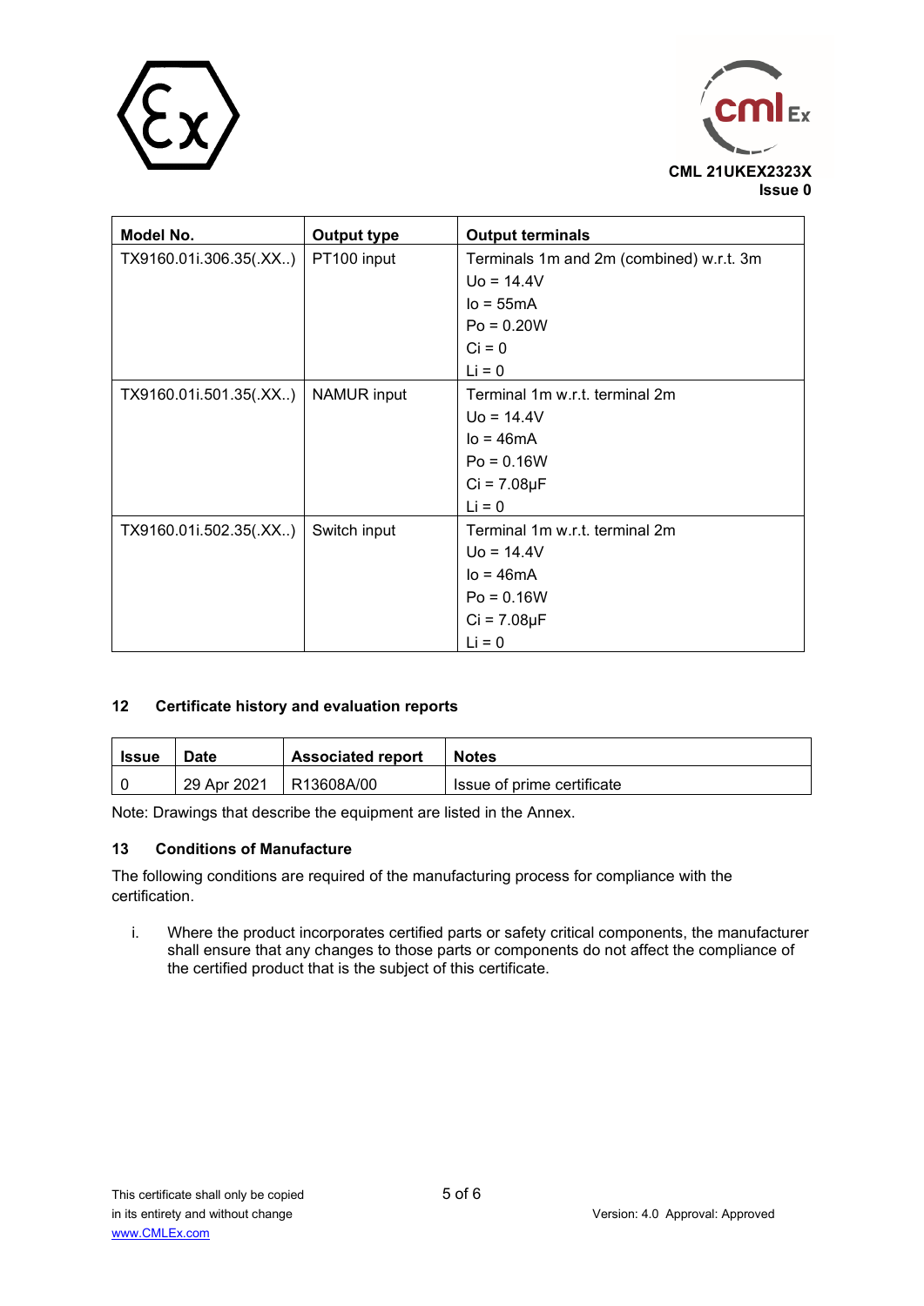| Model No. | Output type | Output terminals |
|---|---|---|
| TX9160.01i.306.35(.XX..) | PT100 input | Terminals 1m and 2m (combined) w.r.t. 3m<br>$U_o$ = 14.4V<br>$I_o$ = 55mA<br>$P_o$ = 0.20W<br>$C_i$ = 0<br>$L_i$ = 0 |
| TX9160.01i.501.35(.XX..) | NAMUR input | Terminal 1m w.r.t. terminal 2m<br>$U_o$ = 14.4V<br>$I_o$ = 46mA<br>$P_o$ = 0.16W<br>$C_i$ = 7.08μF<br>$L_i$ = 0 |
| TX9160.01i.502.35(.XX..) | Switch input | Terminal 1m w.r.t. terminal 2m<br>$U_o$ = 14.4V<br>$I_o$ = 46mA<br>$P_o$ = 0.16W<br>$C_i$ = 7.08μF<br>$L_i$ = 0 |

## 12 Certificate history and evaluation reports

| Issue | Date | Associated report | Notes |
|---|---|---|---|
| 0 | 29 Apr 2021 | R13608A/00 | Issue of prime certificate |

Note: Drawings that describe the equipment are listed in the Annex.

## 13 Conditions of Manufacture

The following conditions are required of the manufacturing process for compliance with the certification.

i. Where the product incorporates certified parts or safety critical components, the manufacturer shall ensure that any changes to those parts or components do not affect the compliance of the certified product that is the subject of this certificate.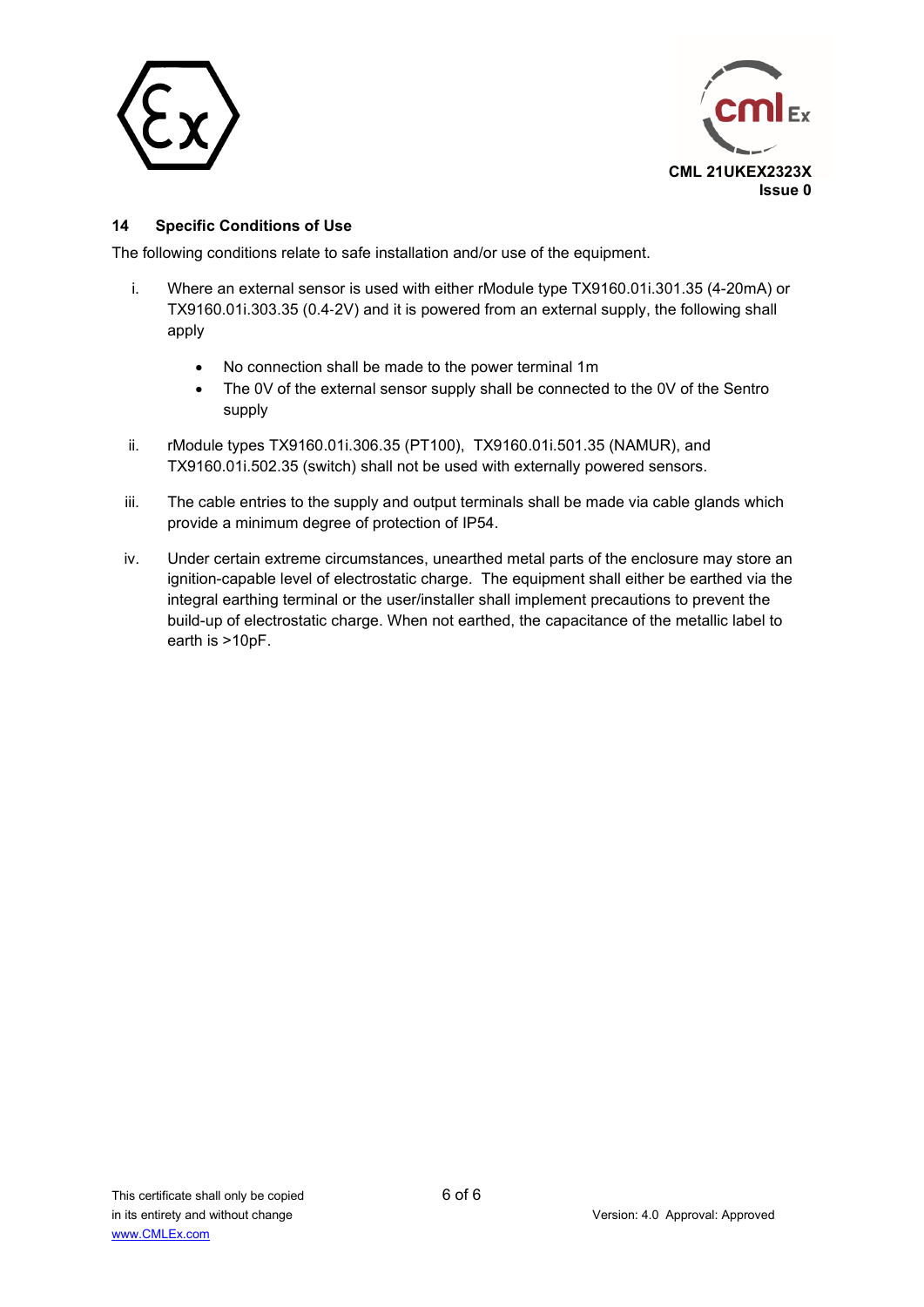CML 21UKEX2323X
Issue 0

## 14 Specific Conditions of Use

The following conditions relate to safe installation and/or use of the equipment.

i. Where an external sensor is used with either rModule type TX9160.01i.301.35 (4-20mA) or TX9160.01i.303.35 (0.4-2V) and it is powered from an external supply, the following shall apply

- No connection shall be made to the power terminal 1m
- The 0V of the external sensor supply shall be connected to the 0V of the Sentro supply

ii. rModule types TX9160.01i.306.35 (PT100), TX9160.01i.501.35 (NAMUR), and TX9160.01i.502.35 (switch) shall not be used with externally powered sensors.

iii. The cable entries to the supply and output terminals shall be made via cable glands which provide a minimum degree of protection of IP54.

iv. Under certain extreme circumstances, unearthed metal parts of the enclosure may store an ignition-capable level of electrostatic charge. The equipment shall either be earthed via the integral earthing terminal or the user/installer shall implement precautions to prevent the build-up of electrostatic charge. When not earthed, the capacitance of the metallic label to earth is >10pF.

This certificate shall only be copied in its entirety and without change
www.CMLEx.com

Version: 4.0 Approval: Approved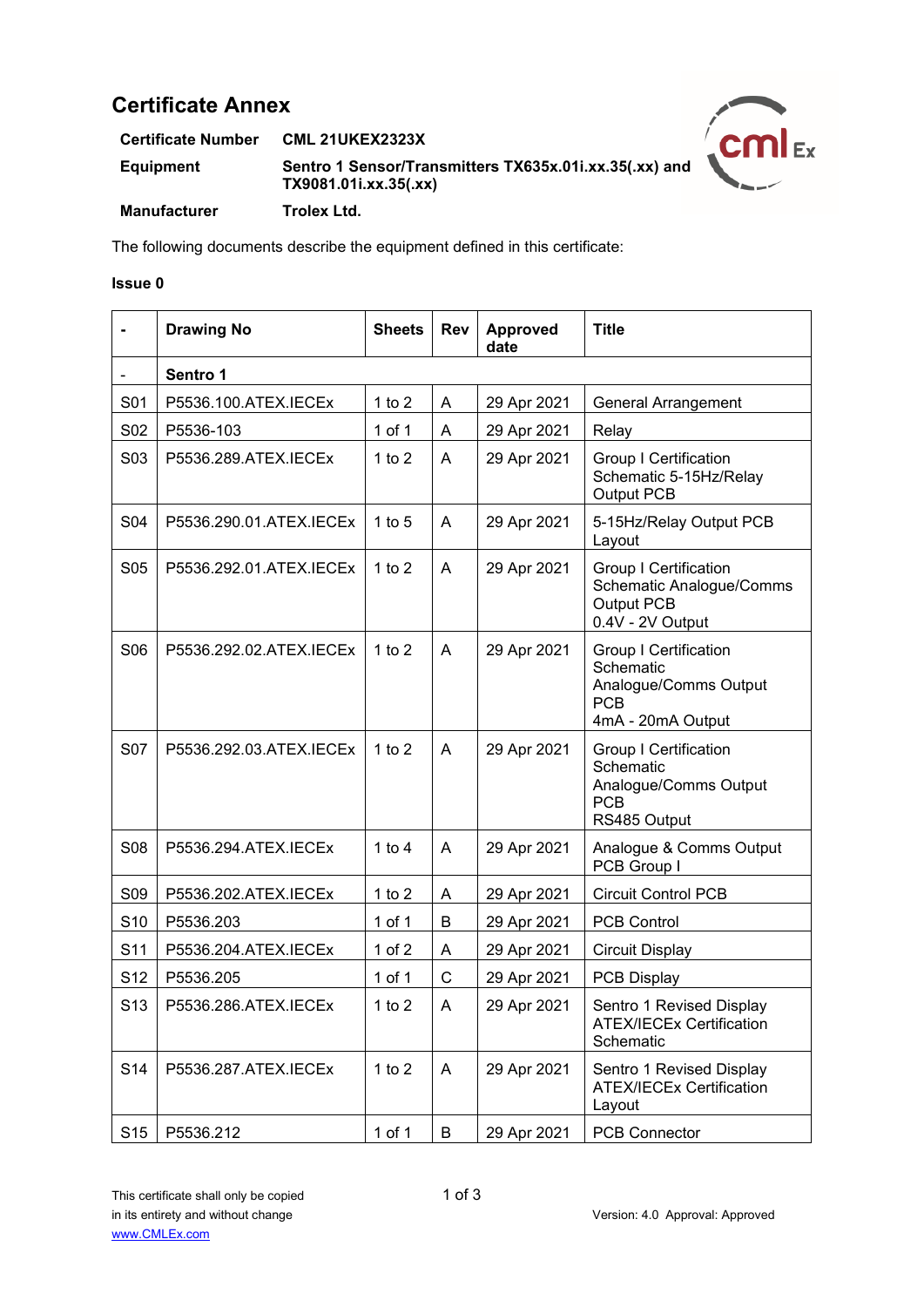# Certificate Annex

**Certificate Number** CML 21UKEX2323X

**Equipment** Sentro 1 Sensor/Transmitters TX635x.01i.xx.35(.xx) and TX9081.01i.xx.35(.xx)

**Manufacturer** Trolex Ltd.

The following documents describe the equipment defined in this certificate:

**Issue 0**

| - | Drawing No | Sheets | Rev | Approved date | Title |
|---|---|---|---|---|---|
| - | **Sentro 1** | | | | |
| S01 | P5536.100.ATEX.IECEx | 1 to 2 | A | 29 Apr 2021 | General Arrangement |
| S02 | P5536-103 | 1 of 1 | A | 29 Apr 2021 | Relay |
| S03 | P5536.289.ATEX.IECEx | 1 to 2 | A | 29 Apr 2021 | Group I Certification Schematic 5-15Hz/Relay Output PCB |
| S04 | P5536.290.01.ATEX.IECEx | 1 to 5 | A | 29 Apr 2021 | 5-15Hz/Relay Output PCB Layout |
| S05 | P5536.292.01.ATEX.IECEx | 1 to 2 | A | 29 Apr 2021 | Group I Certification Schematic Analogue/Comms Output PCB 0.4V - 2V Output |
| S06 | P5536.292.02.ATEX.IECEx | 1 to 2 | A | 29 Apr 2021 | Group I Certification Schematic Analogue/Comms Output PCB 4mA - 20mA Output |
| S07 | P5536.292.03.ATEX.IECEx | 1 to 2 | A | 29 Apr 2021 | Group I Certification Schematic Analogue/Comms Output PCB RS485 Output |
| S08 | P5536.294.ATEX.IECEx | 1 to 4 | A | 29 Apr 2021 | Analogue & Comms Output PCB Group I |
| S09 | P5536.202.ATEX.IECEx | 1 to 2 | A | 29 Apr 2021 | Circuit Control PCB |
| S10 | P5536.203 | 1 of 1 | B | 29 Apr 2021 | PCB Control |
| S11 | P5536.204.ATEX.IECEx | 1 of 2 | A | 29 Apr 2021 | Circuit Display |
| S12 | P5536.205 | 1 of 1 | C | 29 Apr 2021 | PCB Display |
| S13 | P5536.286.ATEX.IECEx | 1 to 2 | A | 29 Apr 2021 | Sentro 1 Revised Display ATEX/IECEx Certification Schematic |
| S14 | P5536.287.ATEX.IECEx | 1 to 2 | A | 29 Apr 2021 | Sentro 1 Revised Display ATEX/IECEx Certification Layout |
| S15 | P5536.212 | 1 of 1 | B | 29 Apr 2021 | PCB Connector |

This certificate shall only be copied in its entirety and without change
www.CMLEx.com

Version: 4.0 Approval: Approved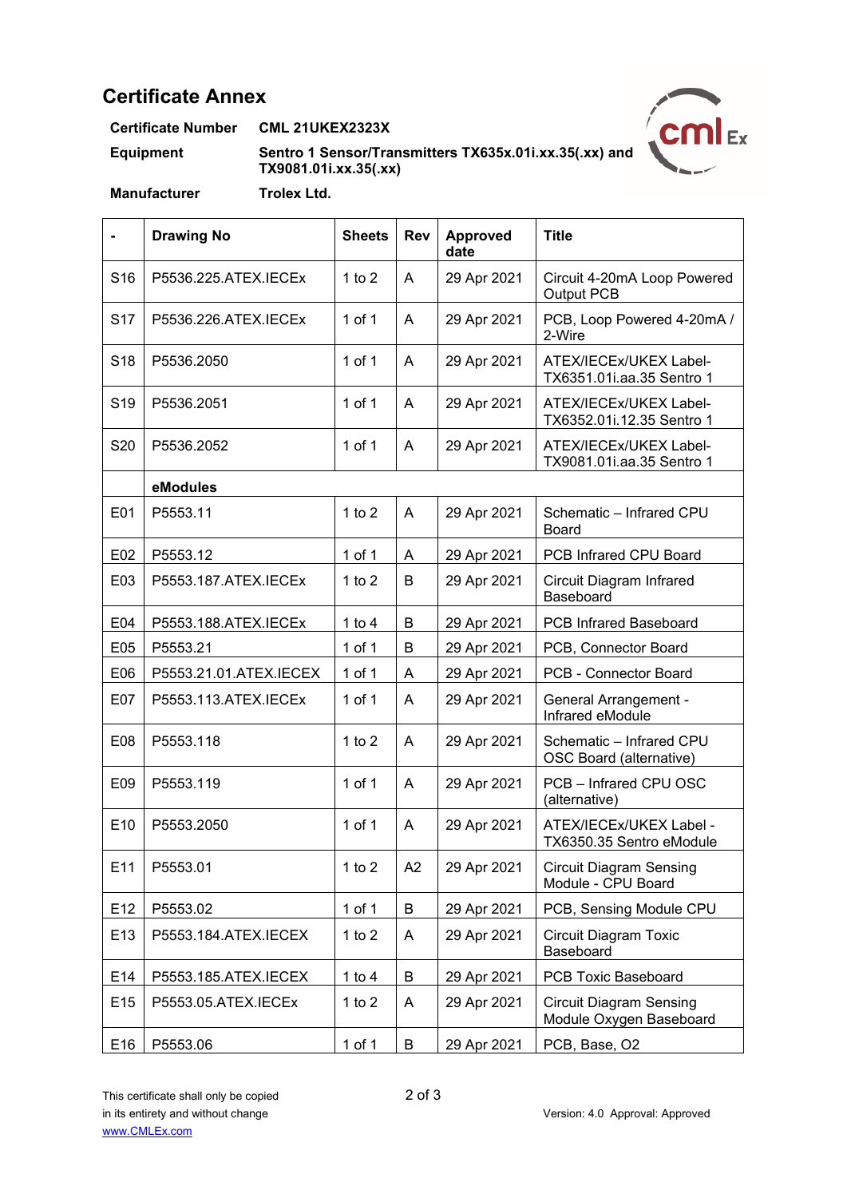## Certificate Annex

**Certificate Number** CML 21UKEX2323X

**Equipment** Sentro 1 Sensor/Transmitters TX635x.01i.xx.35(.xx) and TX9081.01i.xx.35(.xx)

**Manufacturer** Trolex Ltd.

| - | Drawing No | Sheets | Rev | Approved date | Title |
|---|---|---|---|---|---|
| S16 | P5536.225.ATEX.IECEx | 1 to 2 | A | 29 Apr 2021 | Circuit 4-20mA Loop Powered Output PCB |
| S17 | P5536.226.ATEX.IECEx | 1 of 1 | A | 29 Apr 2021 | PCB, Loop Powered 4-20mA / 2-Wire |
| S18 | P5536.2050 | 1 of 1 | A | 29 Apr 2021 | ATEX/IECEx/UKEX Label-TX6351.01i.aa.35 Sentro 1 |
| S19 | P5536.2051 | 1 of 1 | A | 29 Apr 2021 | ATEX/IECEx/UKEX Label-TX6352.01i.12.35 Sentro 1 |
| S20 | P5536.2052 | 1 of 1 | A | 29 Apr 2021 | ATEX/IECEx/UKEX Label-TX9081.01i.aa.35 Sentro 1 |
| | **eModules** | | | | |
| E01 | P5553.11 | 1 to 2 | A | 29 Apr 2021 | Schematic – Infrared CPU Board |
| E02 | P5553.12 | 1 of 1 | A | 29 Apr 2021 | PCB Infrared CPU Board |
| E03 | P5553.187.ATEX.IECEx | 1 to 2 | B | 29 Apr 2021 | Circuit Diagram Infrared Baseboard |
| E04 | P5553.188.ATEX.IECEx | 1 to 4 | B | 29 Apr 2021 | PCB Infrared Baseboard |
| E05 | P5553.21 | 1 of 1 | B | 29 Apr 2021 | PCB, Connector Board |
| E06 | P5553.21.01.ATEX.IECEX | 1 of 1 | A | 29 Apr 2021 | PCB - Connector Board |
| E07 | P5553.113.ATEX.IECEx | 1 of 1 | A | 29 Apr 2021 | General Arrangement - Infrared eModule |
| E08 | P5553.118 | 1 to 2 | A | 29 Apr 2021 | Schematic – Infrared CPU OSC Board (alternative) |
| E09 | P5553.119 | 1 of 1 | A | 29 Apr 2021 | PCB – Infrared CPU OSC (alternative) |
| E10 | P5553.2050 | 1 of 1 | A | 29 Apr 2021 | ATEX/IECEx/UKEX Label - TX6350.35 Sentro eModule |
| E11 | P5553.01 | 1 to 2 | A2 | 29 Apr 2021 | Circuit Diagram Sensing Module - CPU Board |
| E12 | P5553.02 | 1 of 1 | B | 29 Apr 2021 | PCB, Sensing Module CPU |
| E13 | P5553.184.ATEX.IECEX | 1 to 2 | A | 29 Apr 2021 | Circuit Diagram Toxic Baseboard |
| E14 | P5553.185.ATEX.IECEX | 1 to 4 | B | 29 Apr 2021 | PCB Toxic Baseboard |
| E15 | P5553.05.ATEX.IECEx | 1 to 2 | A | 29 Apr 2021 | Circuit Diagram Sensing Module Oxygen Baseboard |
| E16 | P5553.06 | 1 of 1 | B | 29 Apr 2021 | PCB, Base, O2 |

This certificate shall only be copied in its entirety and without change
www.CMLEx.com

Version: 4.0 Approval: Approved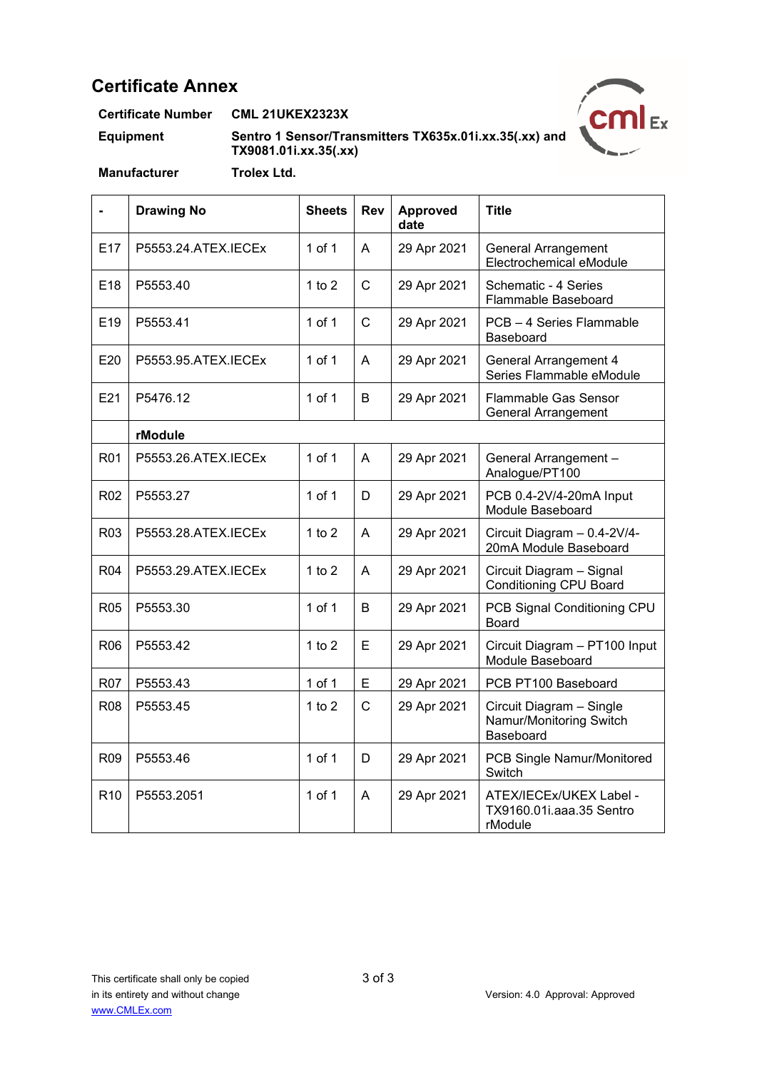## Certificate Annex

**Certificate Number** **CML 21UKEX2323X**

**Equipment** **Sentro 1 Sensor/Transmitters TX635x.01i.xx.35(.xx) and TX9081.01i.xx.35(.xx)**

**Manufacturer** **Trolex Ltd.**

| - | Drawing No | Sheets | Rev | Approved date | Title |
|---|---|---|---|---|---|
| E17 | P5553.24.ATEX.IECEx | 1 of 1 | A | 29 Apr 2021 | General Arrangement Electrochemical eModule |
| E18 | P5553.40 | 1 to 2 | C | 29 Apr 2021 | Schematic - 4 Series Flammable Baseboard |
| E19 | P5553.41 | 1 of 1 | C | 29 Apr 2021 | PCB – 4 Series Flammable Baseboard |
| E20 | P5553.95.ATEX.IECEx | 1 of 1 | A | 29 Apr 2021 | General Arrangement 4 Series Flammable eModule |
| E21 | P5476.12 | 1 of 1 | B | 29 Apr 2021 | Flammable Gas Sensor General Arrangement |
| | **rModule** | | | | |
| R01 | P5553.26.ATEX.IECEx | 1 of 1 | A | 29 Apr 2021 | General Arrangement – Analogue/PT100 |
| R02 | P5553.27 | 1 of 1 | D | 29 Apr 2021 | PCB 0.4-2V/4-20mA Input Module Baseboard |
| R03 | P5553.28.ATEX.IECEx | 1 to 2 | A | 29 Apr 2021 | Circuit Diagram – 0.4-2V/4-20mA Module Baseboard |
| R04 | P5553.29.ATEX.IECEx | 1 to 2 | A | 29 Apr 2021 | Circuit Diagram – Signal Conditioning CPU Board |
| R05 | P5553.30 | 1 of 1 | B | 29 Apr 2021 | PCB Signal Conditioning CPU Board |
| R06 | P5553.42 | 1 to 2 | E | 29 Apr 2021 | Circuit Diagram – PT100 Input Module Baseboard |
| R07 | P5553.43 | 1 of 1 | E | 29 Apr 2021 | PCB PT100 Baseboard |
| R08 | P5553.45 | 1 to 2 | C | 29 Apr 2021 | Circuit Diagram – Single Namur/Monitoring Switch Baseboard |
| R09 | P5553.46 | 1 of 1 | D | 29 Apr 2021 | PCB Single Namur/Monitored Switch |
| R10 | P5553.2051 | 1 of 1 | A | 29 Apr 2021 | ATEX/IECEx/UKEX Label - TX9160.01i.aaa.35 Sentro rModule |

This certificate shall only be copied in its entirety and without change
www.CMLEx.com

Version: 4.0 Approval: Approved